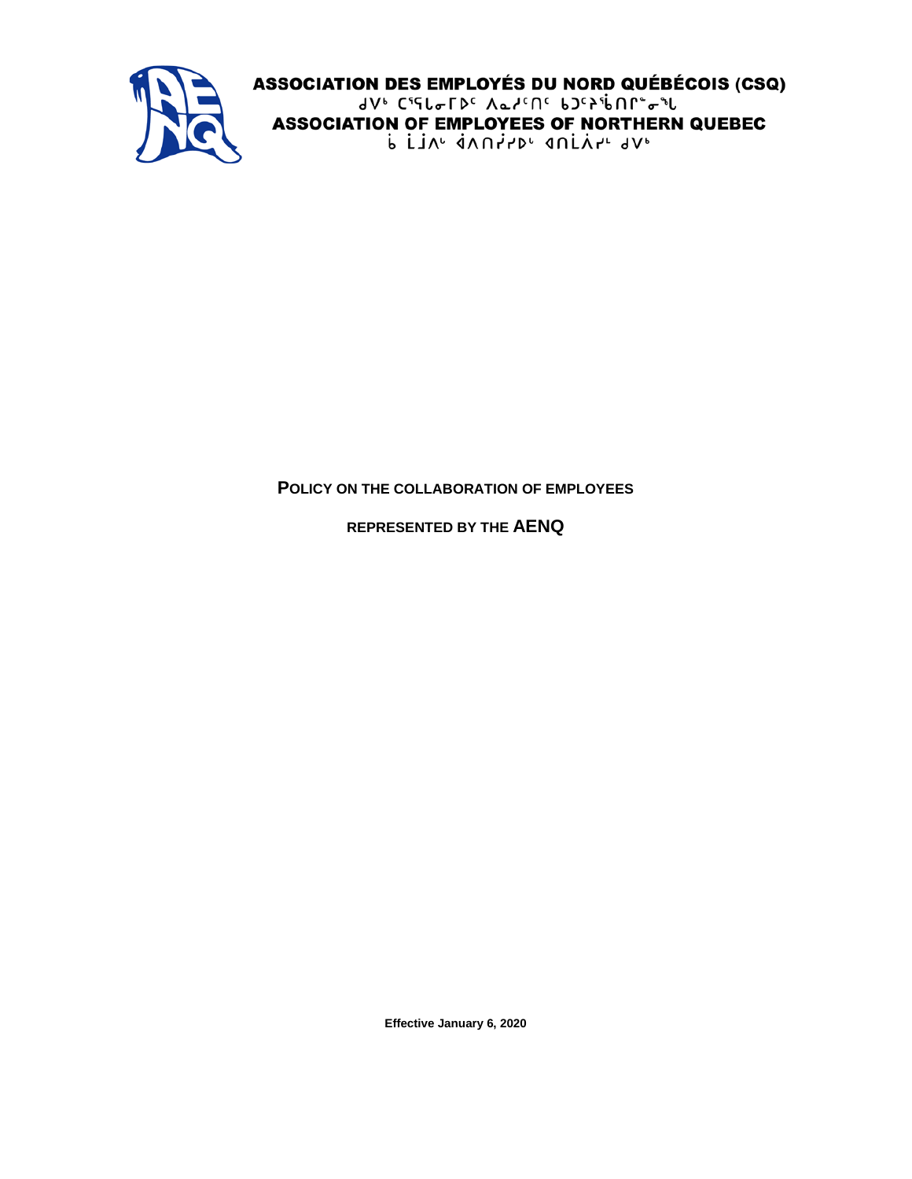**ASSOCIATION DES EMPLOYÉS DU NORD QUÉBÉCOIS (CSQ)**

ᑯᐯᒃ ᑕᕐᕋᓂᒥᐅᑦ ᐱᓇᓱᑦᑎᑦ ᑲᑐᑦᔨᖄᑎᒥᖕᓂᖓ

**ASSOCIATION OF EMPLOYEES OF NORTHERN QUEBEC**

ᑳ ᒫᒨᐱᐦ ᐋᐱᑎᓰᓰᐅᐦ ᐊᑎᒫᐲᓯᒻ ᑯᐯᒃ

# POLICY ON THE COLLABORATION OF EMPLOYEES REPRESENTED BY THE AENQ

**Effective January 6, 2020**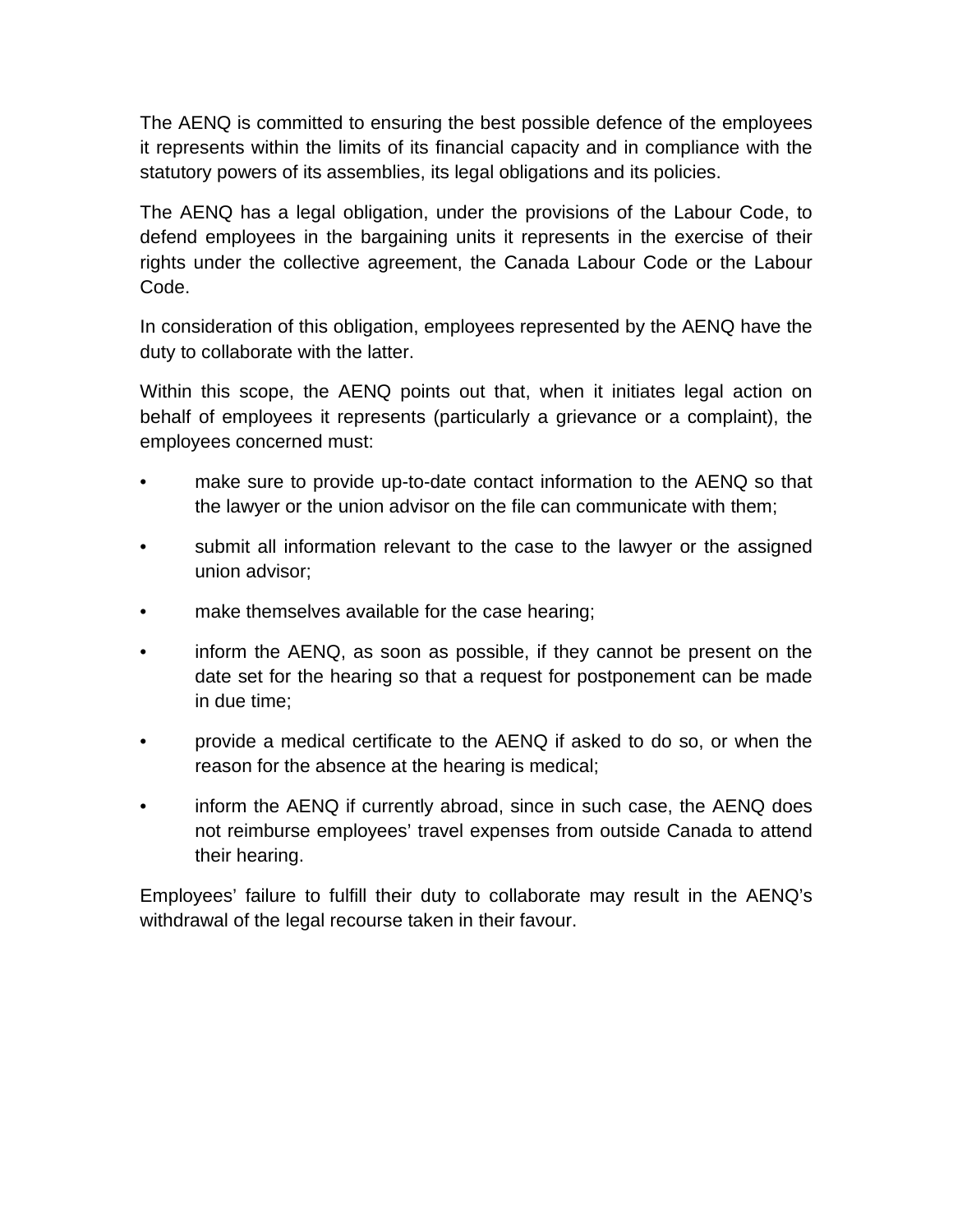The AENQ is committed to ensuring the best possible defence of the employees it represents within the limits of its financial capacity and in compliance with the statutory powers of its assemblies, its legal obligations and its policies.

The AENQ has a legal obligation, under the provisions of the Labour Code, to defend employees in the bargaining units it represents in the exercise of their rights under the collective agreement, the Canada Labour Code or the Labour Code.

In consideration of this obligation, employees represented by the AENQ have the duty to collaborate with the latter.

Within this scope, the AENQ points out that, when it initiates legal action on behalf of employees it represents (particularly a grievance or a complaint), the employees concerned must:

- make sure to provide up-to-date contact information to the AENQ so that the lawyer or the union advisor on the file can communicate with them;
- submit all information relevant to the case to the lawyer or the assigned union advisor;
- make themselves available for the case hearing;
- inform the AENQ, as soon as possible, if they cannot be present on the date set for the hearing so that a request for postponement can be made in due time;
- provide a medical certificate to the AENQ if asked to do so, or when the reason for the absence at the hearing is medical;
- inform the AENQ if currently abroad, since in such case, the AENQ does not reimburse employees' travel expenses from outside Canada to attend their hearing.

Employees' failure to fulfill their duty to collaborate may result in the AENQ's withdrawal of the legal recourse taken in their favour.